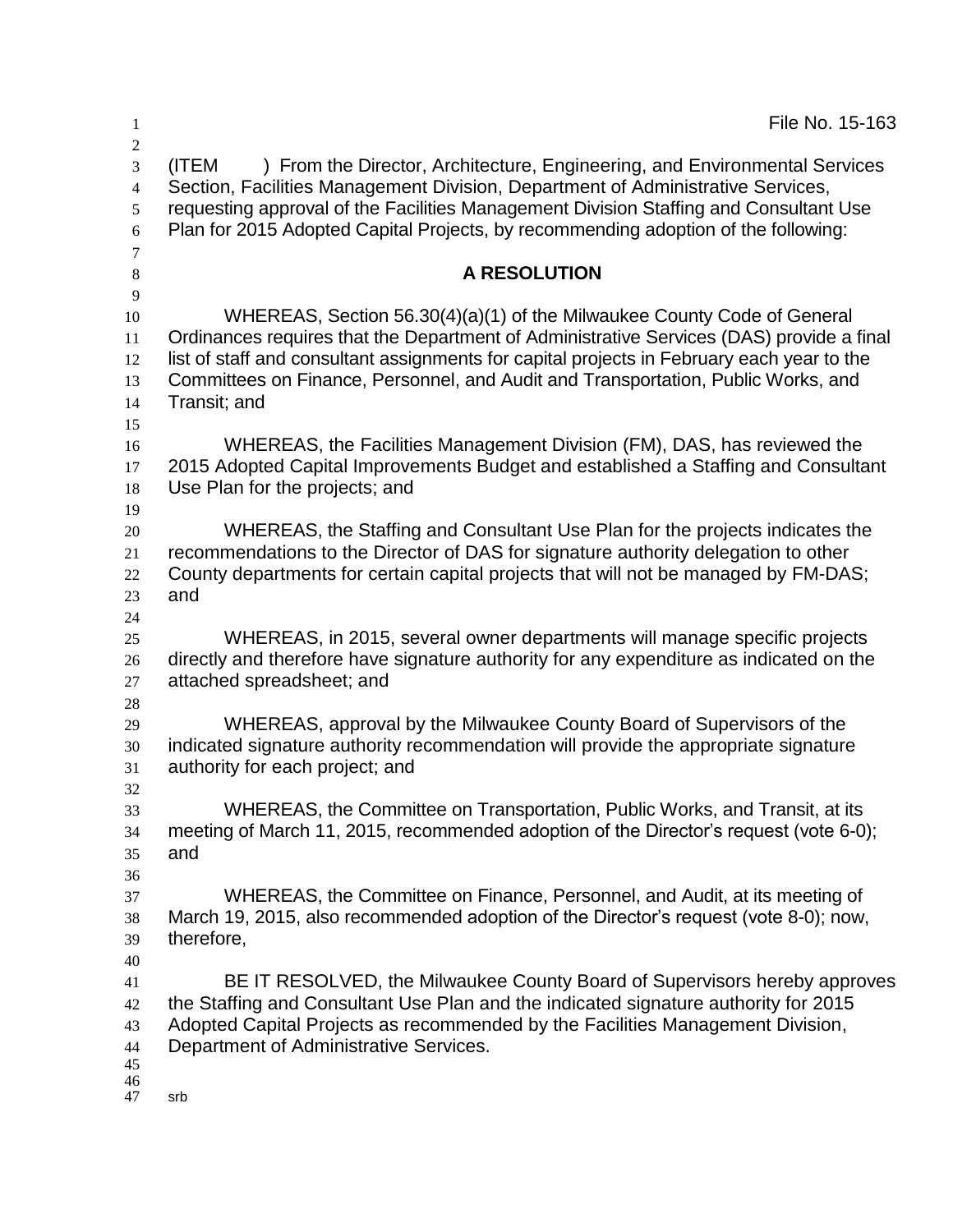File No. 15-163

(ITEM ) From the Director, Architecture, Engineering, and Environmental Services Section, Facilities Management Division, Department of Administrative Services, requesting approval of the Facilities Management Division Staffing and Consultant Use Plan for 2015 Adopted Capital Projects, by recommending adoption of the following:

## A RESOLUTION

WHEREAS, Section 56.30(4)(a)(1) of the Milwaukee County Code of General Ordinances requires that the Department of Administrative Services (DAS) provide a final list of staff and consultant assignments for capital projects in February each year to the Committees on Finance, Personnel, and Audit and Transportation, Public Works, and Transit; and

WHEREAS, the Facilities Management Division (FM), DAS, has reviewed the 2015 Adopted Capital Improvements Budget and established a Staffing and Consultant Use Plan for the projects; and

WHEREAS, the Staffing and Consultant Use Plan for the projects indicates the recommendations to the Director of DAS for signature authority delegation to other County departments for certain capital projects that will not be managed by FM-DAS; and

WHEREAS, in 2015, several owner departments will manage specific projects directly and therefore have signature authority for any expenditure as indicated on the attached spreadsheet; and

WHEREAS, approval by the Milwaukee County Board of Supervisors of the indicated signature authority recommendation will provide the appropriate signature authority for each project; and

WHEREAS, the Committee on Transportation, Public Works, and Transit, at its meeting of March 11, 2015, recommended adoption of the Director's request (vote 6-0); and

WHEREAS, the Committee on Finance, Personnel, and Audit, at its meeting of March 19, 2015, also recommended adoption of the Director's request (vote 8-0); now, therefore,

BE IT RESOLVED, the Milwaukee County Board of Supervisors hereby approves the Staffing and Consultant Use Plan and the indicated signature authority for 2015 Adopted Capital Projects as recommended by the Facilities Management Division, Department of Administrative Services.

srb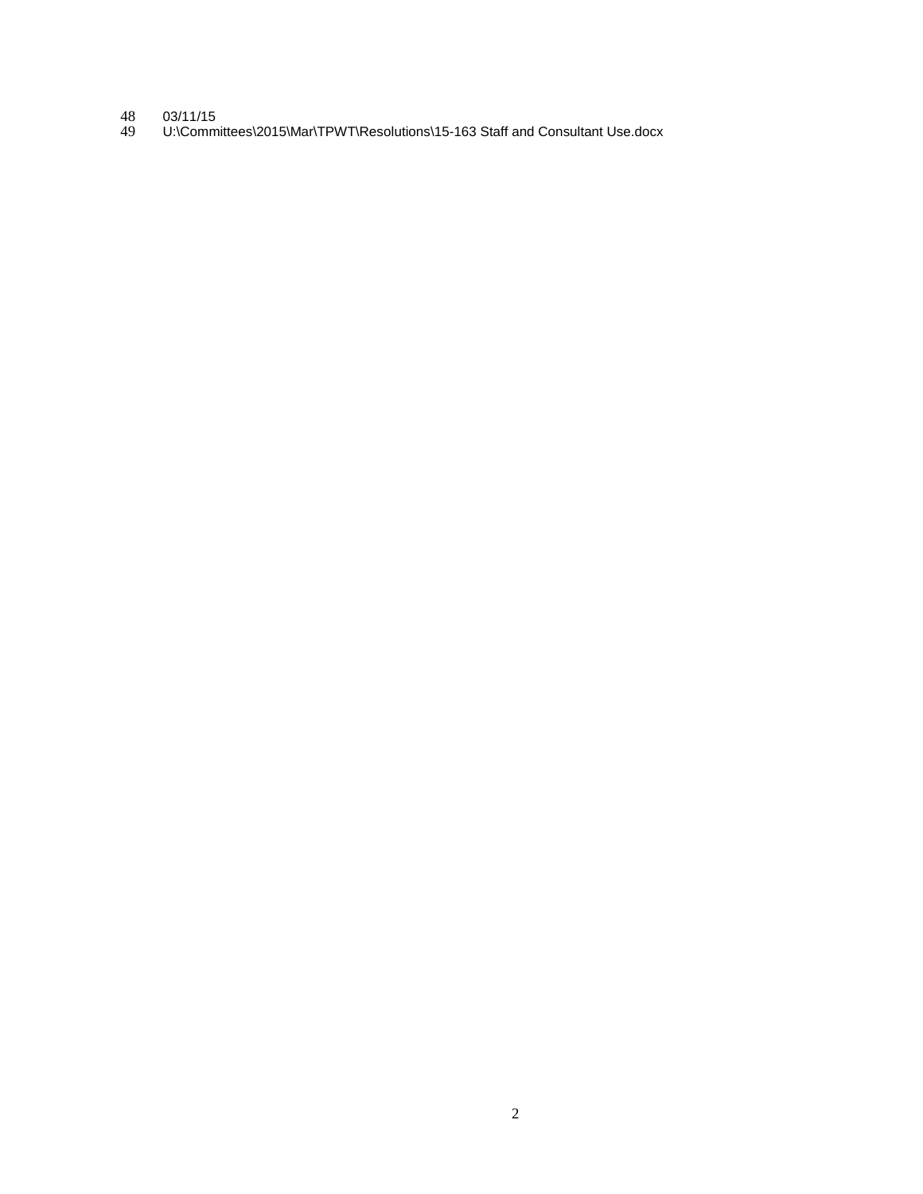48 03/11/15

49 U:\Committees\2015\Mar\TPWT\Resolutions\15-163 Staff and Consultant Use.docx